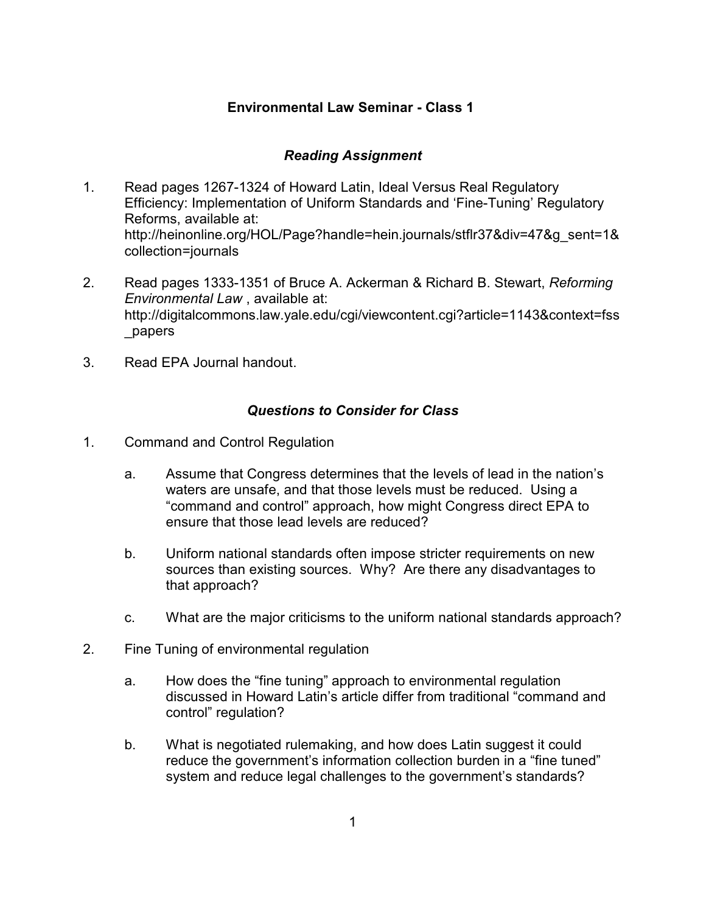# Environmental Law Seminar - Class 1

## *Reading Assignment*

1. Read pages 1267-1324 of Howard Latin, Ideal Versus Real Regulatory Efficiency: Implementation of Uniform Standards and 'Fine-Tuning' Regulatory Reforms, available at: http://heinonline.org/HOL/Page?handle=hein.journals/stflr37&div=47&g_sent=1&collection=journals

2. Read pages 1333-1351 of Bruce A. Ackerman & Richard B. Stewart, *Reforming Environmental Law* , available at: http://digitalcommons.law.yale.edu/cgi/viewcontent.cgi?article=1143&context=fss_papers

3. Read EPA Journal handout.

## *Questions to Consider for Class*

1. Command and Control Regulation

   a. Assume that Congress determines that the levels of lead in the nation's waters are unsafe, and that those levels must be reduced. Using a "command and control" approach, how might Congress direct EPA to ensure that those lead levels are reduced?

   b. Uniform national standards often impose stricter requirements on new sources than existing sources. Why? Are there any disadvantages to that approach?

   c. What are the major criticisms to the uniform national standards approach?

2. Fine Tuning of environmental regulation

   a. How does the "fine tuning" approach to environmental regulation discussed in Howard Latin's article differ from traditional "command and control" regulation?

   b. What is negotiated rulemaking, and how does Latin suggest it could reduce the government's information collection burden in a "fine tuned" system and reduce legal challenges to the government's standards?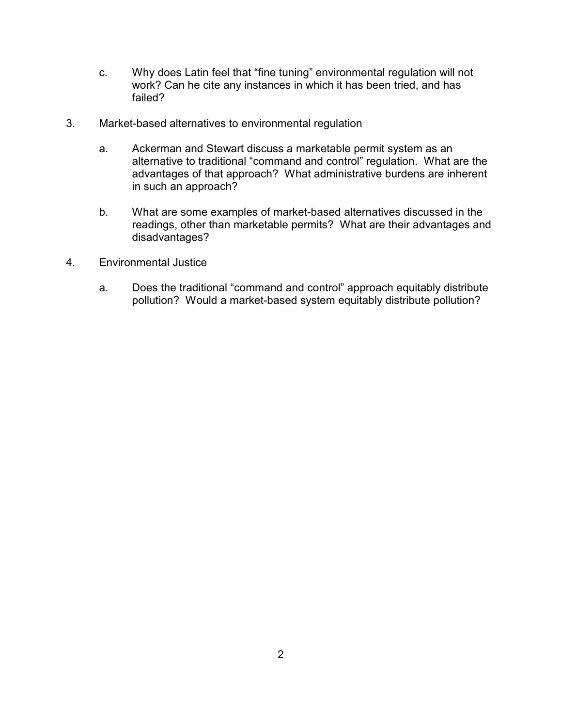c. Why does Latin feel that "fine tuning" environmental regulation will not work? Can he cite any instances in which it has been tried, and has failed?

3. Market-based alternatives to environmental regulation

   a. Ackerman and Stewart discuss a marketable permit system as an alternative to traditional "command and control" regulation. What are the advantages of that approach? What administrative burdens are inherent in such an approach?

   b. What are some examples of market-based alternatives discussed in the readings, other than marketable permits? What are their advantages and disadvantages?

4. Environmental Justice

   a. Does the traditional "command and control" approach equitably distribute pollution? Would a market-based system equitably distribute pollution?